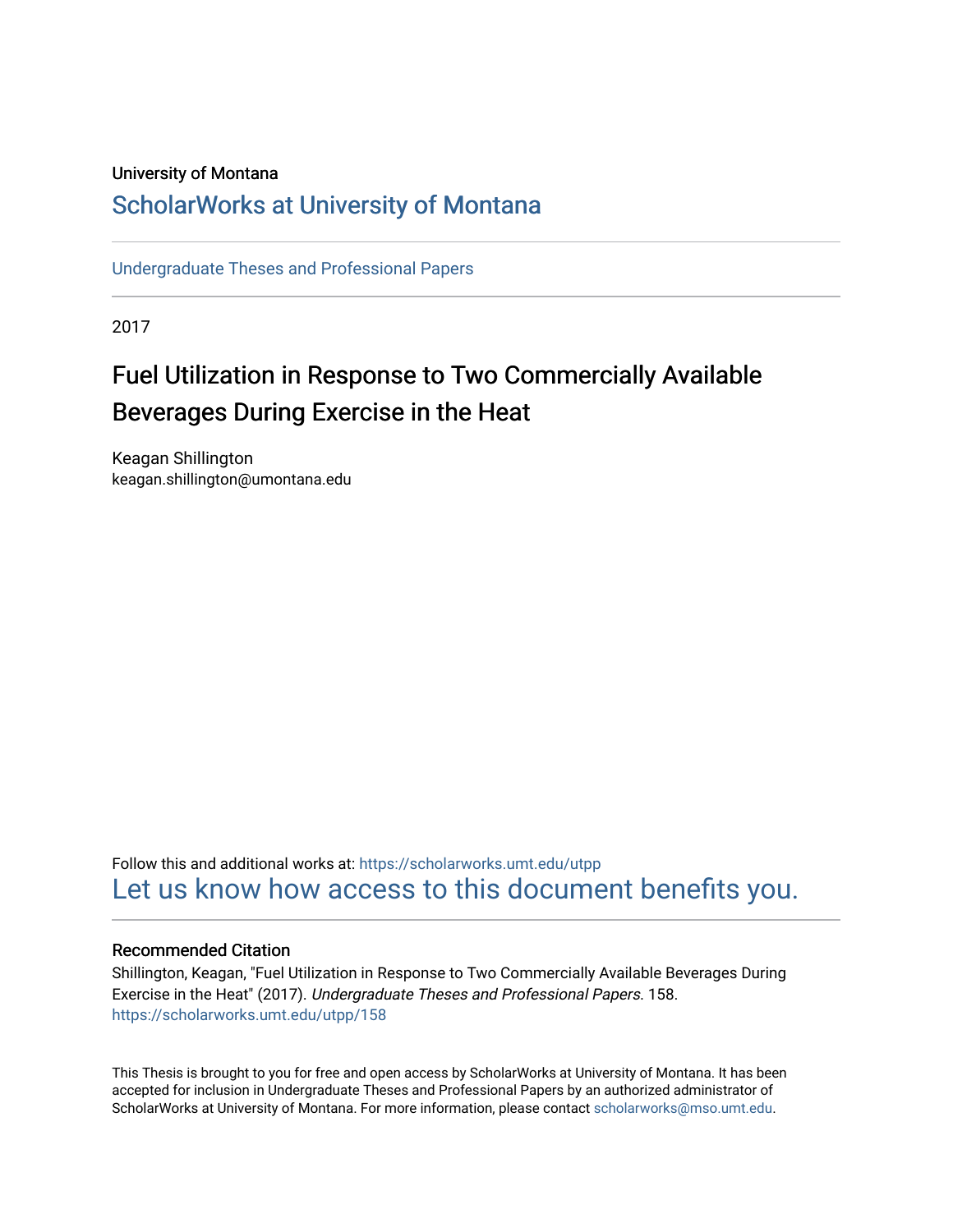University of Montana

# ScholarWorks at University of Montana

Undergraduate Theses and Professional Papers

2017

## Fuel Utilization in Response to Two Commercially Available Beverages During Exercise in the Heat

Keagan Shillington
keagan.shillington@umontana.edu

Follow this and additional works at: https://scholarworks.umt.edu/utpp
Let us know how access to this document benefits you.

### Recommended Citation

Shillington, Keagan, "Fuel Utilization in Response to Two Commercially Available Beverages During Exercise in the Heat" (2017). *Undergraduate Theses and Professional Papers*. 158.
https://scholarworks.umt.edu/utpp/158

This Thesis is brought to you for free and open access by ScholarWorks at University of Montana. It has been accepted for inclusion in Undergraduate Theses and Professional Papers by an authorized administrator of ScholarWorks at University of Montana. For more information, please contact scholarworks@mso.umt.edu.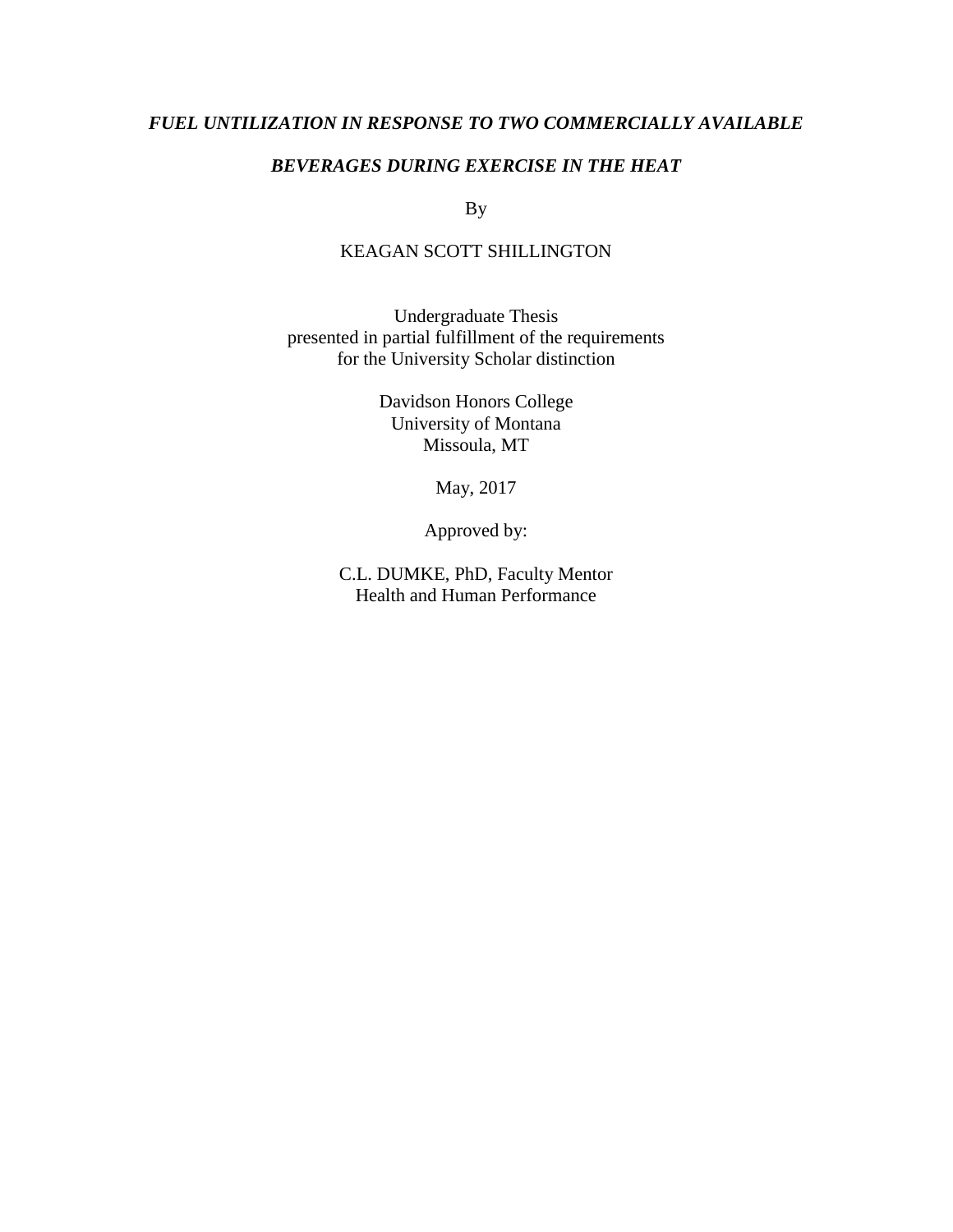***FUEL UNTILIZATION IN RESPONSE TO TWO COMMERCIALLY AVAILABLE BEVERAGES DURING EXERCISE IN THE HEAT***

By

KEAGAN SCOTT SHILLINGTON

Undergraduate Thesis
presented in partial fulfillment of the requirements
for the University Scholar distinction

Davidson Honors College
University of Montana
Missoula, MT

May, 2017

Approved by:

C.L. DUMKE, PhD, Faculty Mentor
Health and Human Performance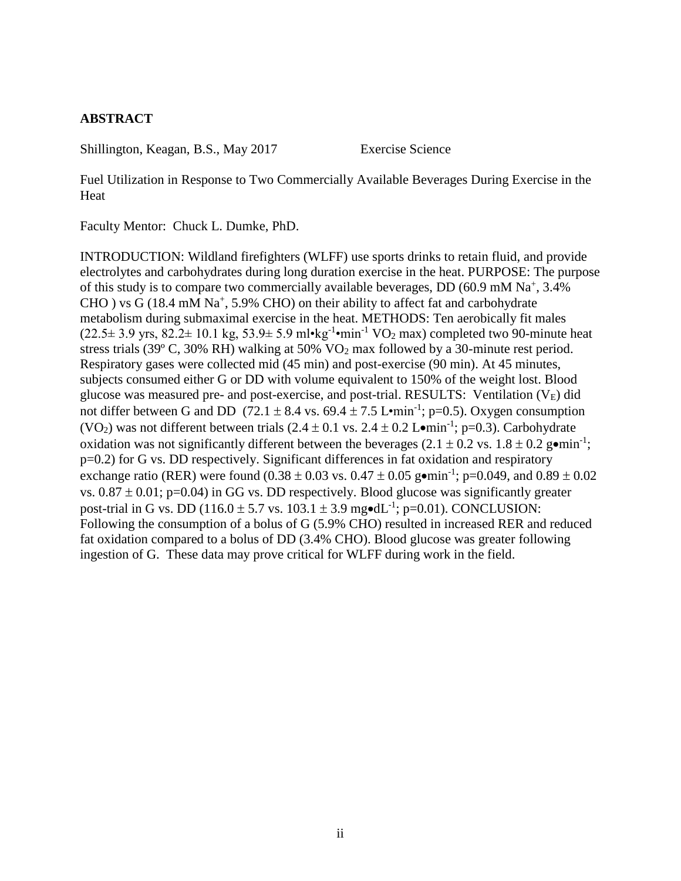## ABSTRACT

Shillington, Keagan, B.S., May 2017 Exercise Science

Fuel Utilization in Response to Two Commercially Available Beverages During Exercise in the Heat

Faculty Mentor: Chuck L. Dumke, PhD.

INTRODUCTION: Wildland firefighters (WLFF) use sports drinks to retain fluid, and provide electrolytes and carbohydrates during long duration exercise in the heat. PURPOSE: The purpose of this study is to compare two commercially available beverages, DD (60.9 mM $Na^+$, 3.4% CHO ) vs G (18.4 mM $Na^+$, 5.9% CHO) on their ability to affect fat and carbohydrate metabolism during submaximal exercise in the heat. METHODS: Ten aerobically fit males (22.5± 3.9 yrs, 82.2± 10.1 kg, 53.9± 5.9 ml•$kg^{-1}$•$min^{-1}$ $VO_2$ max) completed two 90-minute heat stress trials (39º C, 30% RH) walking at 50% $VO_2$ max followed by a 30-minute rest period. Respiratory gases were collected mid (45 min) and post-exercise (90 min). At 45 minutes, subjects consumed either G or DD with volume equivalent to 150% of the weight lost. Blood glucose was measured pre- and post-exercise, and post-trial. RESULTS: Ventilation ($V_E$) did not differ between G and DD (72.1 ± 8.4 vs. 69.4 ± 7.5 L•$min^{-1}$; p=0.5). Oxygen consumption ($VO_2$) was not different between trials (2.4 ± 0.1 vs. 2.4 ± 0.2 L•$min^{-1}$; p=0.3). Carbohydrate oxidation was not significantly different between the beverages (2.1 ± 0.2 vs. 1.8 ± 0.2 g•$min^{-1}$; p=0.2) for G vs. DD respectively. Significant differences in fat oxidation and respiratory exchange ratio (RER) were found (0.38 ± 0.03 vs. 0.47 ± 0.05 g•$min^{-1}$; p=0.049, and 0.89 ± 0.02 vs. 0.87 ± 0.01; p=0.04) in GG vs. DD respectively. Blood glucose was significantly greater post-trial in G vs. DD (116.0 ± 5.7 vs. 103.1 ± 3.9 mg•$dL^{-1}$; p=0.01). CONCLUSION: Following the consumption of a bolus of G (5.9% CHO) resulted in increased RER and reduced fat oxidation compared to a bolus of DD (3.4% CHO). Blood glucose was greater following ingestion of G. These data may prove critical for WLFF during work in the field.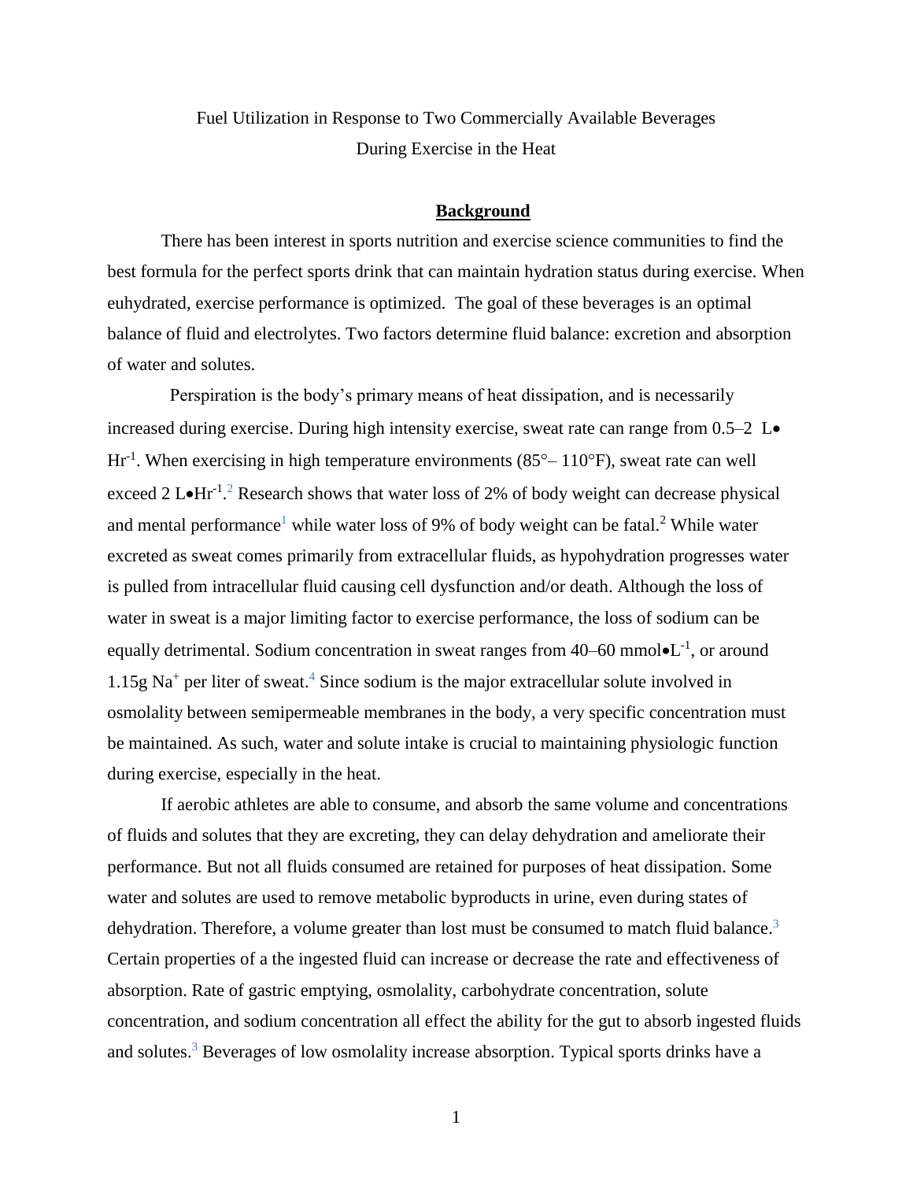Fuel Utilization in Response to Two Commercially Available Beverages During Exercise in the Heat

## Background

There has been interest in sports nutrition and exercise science communities to find the best formula for the perfect sports drink that can maintain hydration status during exercise. When euhydrated, exercise performance is optimized. The goal of these beverages is an optimal balance of fluid and electrolytes. Two factors determine fluid balance: excretion and absorption of water and solutes.

Perspiration is the body's primary means of heat dissipation, and is necessarily increased during exercise. During high intensity exercise, sweat rate can range from 0.5–2 $L \bullet Hr^{-1}$. When exercising in high temperature environments (85°– 110°F), sweat rate can well exceed 2 $L \bullet Hr^{-1}$.[2] Research shows that water loss of 2% of body weight can decrease physical and mental performance[1] while water loss of 9% of body weight can be fatal.[2] While water excreted as sweat comes primarily from extracellular fluids, as hypohydration progresses water is pulled from intracellular fluid causing cell dysfunction and/or death. Although the loss of water in sweat is a major limiting factor to exercise performance, the loss of sodium can be equally detrimental. Sodium concentration in sweat ranges from 40–60 $mmol \bullet L^{-1}$, or around 1.15g $Na^{+}$ per liter of sweat.[4] Since sodium is the major extracellular solute involved in osmolality between semipermeable membranes in the body, a very specific concentration must be maintained. As such, water and solute intake is crucial to maintaining physiologic function during exercise, especially in the heat.

If aerobic athletes are able to consume, and absorb the same volume and concentrations of fluids and solutes that they are excreting, they can delay dehydration and ameliorate their performance. But not all fluids consumed are retained for purposes of heat dissipation. Some water and solutes are used to remove metabolic byproducts in urine, even during states of dehydration. Therefore, a volume greater than lost must be consumed to match fluid balance.[3] Certain properties of a the ingested fluid can increase or decrease the rate and effectiveness of absorption. Rate of gastric emptying, osmolality, carbohydrate concentration, solute concentration, and sodium concentration all effect the ability for the gut to absorb ingested fluids and solutes.[3] Beverages of low osmolality increase absorption. Typical sports drinks have a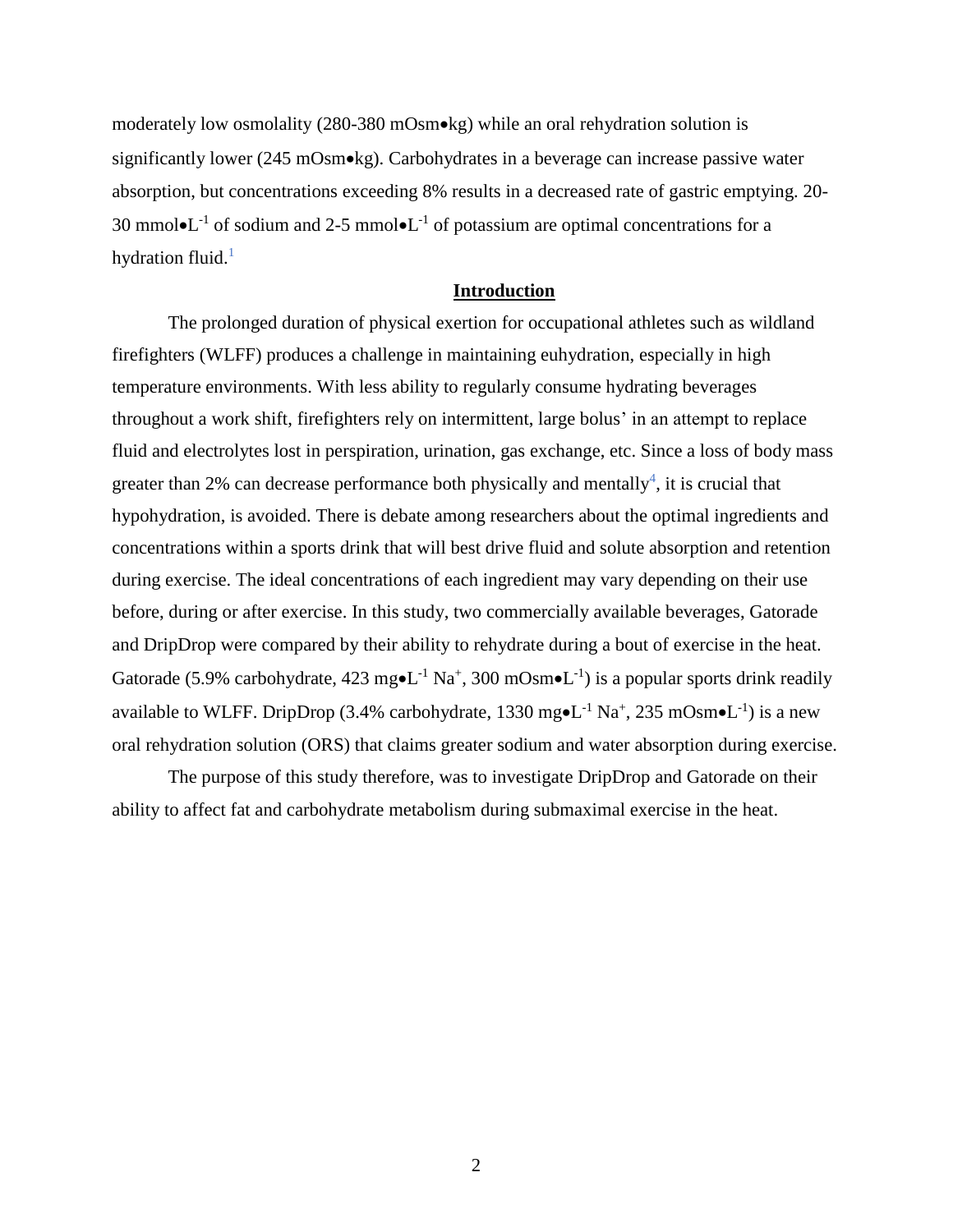moderately low osmolality (280-380 mOsm•kg) while an oral rehydration solution is significantly lower (245 mOsm•kg). Carbohydrates in a beverage can increase passive water absorption, but concentrations exceeding 8% results in a decreased rate of gastric emptying. 20-30 mmol•$L^{-1}$ of sodium and 2-5 mmol•$L^{-1}$ of potassium are optimal concentrations for a hydration fluid.[1]

## Introduction

The prolonged duration of physical exertion for occupational athletes such as wildland firefighters (WLFF) produces a challenge in maintaining euhydration, especially in high temperature environments. With less ability to regularly consume hydrating beverages throughout a work shift, firefighters rely on intermittent, large bolus' in an attempt to replace fluid and electrolytes lost in perspiration, urination, gas exchange, etc. Since a loss of body mass greater than 2% can decrease performance both physically and mentally[4], it is crucial that hypohydration, is avoided. There is debate among researchers about the optimal ingredients and concentrations within a sports drink that will best drive fluid and solute absorption and retention during exercise. The ideal concentrations of each ingredient may vary depending on their use before, during or after exercise. In this study, two commercially available beverages, Gatorade and DripDrop were compared by their ability to rehydrate during a bout of exercise in the heat. Gatorade (5.9% carbohydrate, 423 mg•$L^{-1}$ $Na^+$, 300 mOsm•$L^{-1}$) is a popular sports drink readily available to WLFF. DripDrop (3.4% carbohydrate, 1330 mg•$L^{-1}$ $Na^+$, 235 mOsm•$L^{-1}$) is a new oral rehydration solution (ORS) that claims greater sodium and water absorption during exercise.

The purpose of this study therefore, was to investigate DripDrop and Gatorade on their ability to affect fat and carbohydrate metabolism during submaximal exercise in the heat.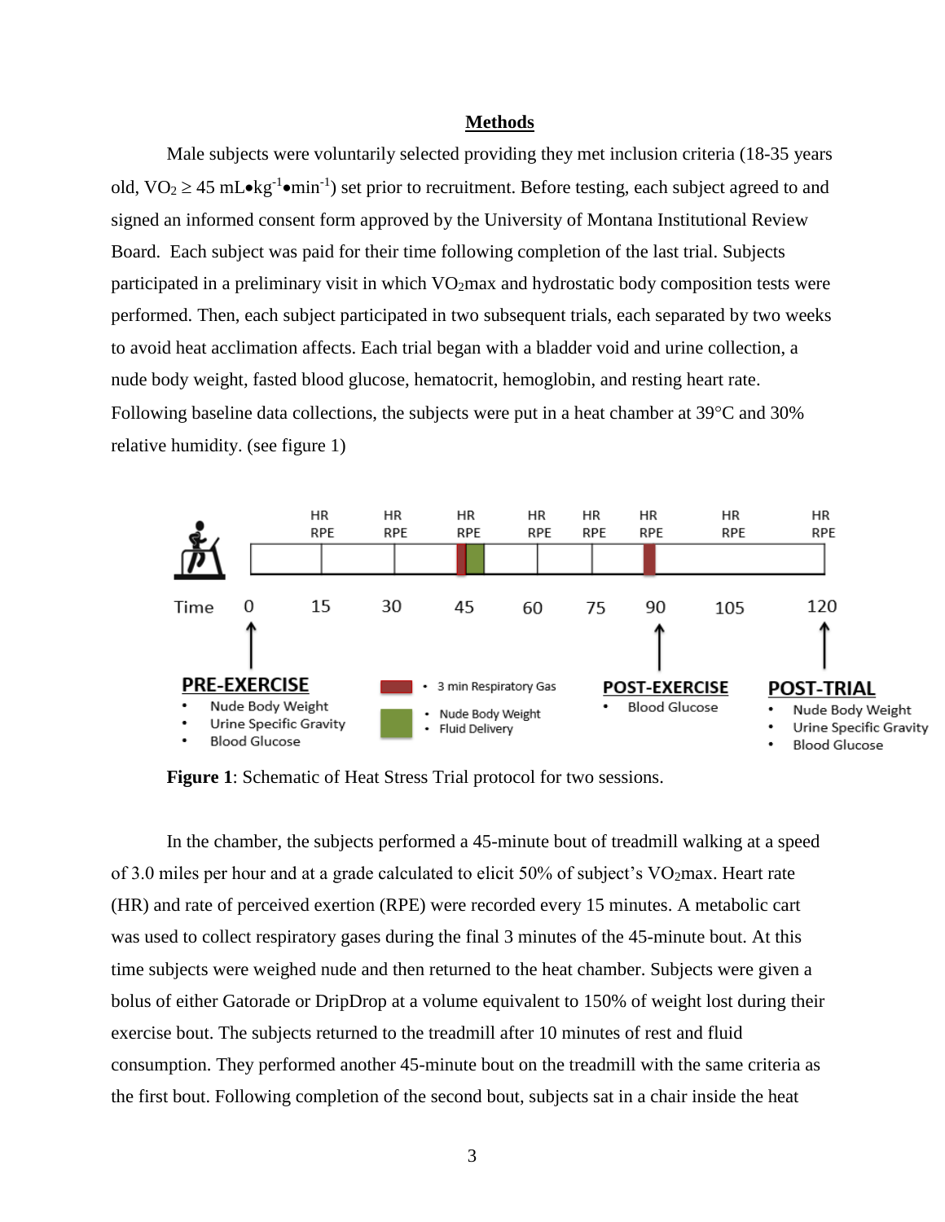## Methods

Male subjects were voluntarily selected providing they met inclusion criteria (18-35 years old, $VO_2 \geq 45$ mL•kg$^{-1}$•min$^{-1}$) set prior to recruitment. Before testing, each subject agreed to and signed an informed consent form approved by the University of Montana Institutional Review Board. Each subject was paid for their time following completion of the last trial. Subjects participated in a preliminary visit in which $VO_2$max and hydrostatic body composition tests were performed. Then, each subject participated in two subsequent trials, each separated by two weeks to avoid heat acclimation affects. Each trial began with a bladder void and urine collection, a nude body weight, fasted blood glucose, hematocrit, hemoglobin, and resting heart rate. Following baseline data collections, the subjects were put in a heat chamber at 39°C and 30% relative humidity. (see figure 1)

**Figure 1**: Schematic of Heat Stress Trial protocol for two sessions.

In the chamber, the subjects performed a 45-minute bout of treadmill walking at a speed of 3.0 miles per hour and at a grade calculated to elicit 50% of subject's $VO_2$max. Heart rate (HR) and rate of perceived exertion (RPE) were recorded every 15 minutes. A metabolic cart was used to collect respiratory gases during the final 3 minutes of the 45-minute bout. At this time subjects were weighed nude and then returned to the heat chamber. Subjects were given a bolus of either Gatorade or DripDrop at a volume equivalent to 150% of weight lost during their exercise bout. The subjects returned to the treadmill after 10 minutes of rest and fluid consumption. They performed another 45-minute bout on the treadmill with the same criteria as the first bout. Following completion of the second bout, subjects sat in a chair inside the heat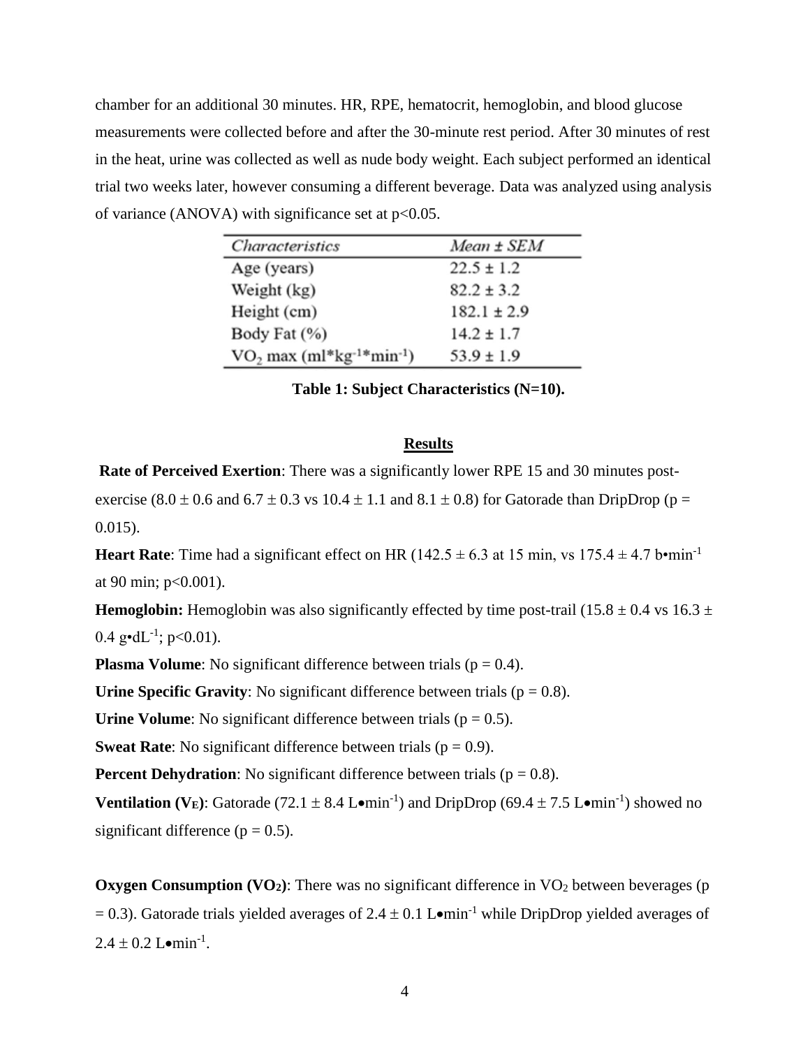chamber for an additional 30 minutes. HR, RPE, hematocrit, hemoglobin, and blood glucose measurements were collected before and after the 30-minute rest period. After 30 minutes of rest in the heat, urine was collected as well as nude body weight. Each subject performed an identical trial two weeks later, however consuming a different beverage. Data was analyzed using analysis of variance (ANOVA) with significance set at $p<0.05$.

| *Characteristics* | *Mean ± SEM* |
| --- | --- |
| Age (years) | 22.5 ± 1.2 |
| Weight (kg) | 82.2 ± 3.2 |
| Height (cm) | 182.1 ± 2.9 |
| Body Fat (%) | 14.2 ± 1.7 |
| $VO_2$ max (ml\*kg$^{-1}$\*min$^{-1}$) | 53.9 ± 1.9 |

**Table 1: Subject Characteristics (N=10).**

## Results

**Rate of Perceived Exertion**: There was a significantly lower RPE 15 and 30 minutes post-exercise ($8.0 \pm 0.6$ and $6.7 \pm 0.3$ vs $10.4 \pm 1.1$ and $8.1 \pm 0.8$) for Gatorade than DripDrop ($p = 0.015$).

**Heart Rate**: Time had a significant effect on HR ($142.5 \pm 6.3$ at 15 min, vs $175.4 \pm 4.7$ b•min$^{-1}$ at 90 min; $p<0.001$).

**Hemoglobin:** Hemoglobin was also significantly effected by time post-trail ($15.8 \pm 0.4$ vs $16.3 \pm 0.4$ g•dL$^{-1}$; $p<0.01$).

**Plasma Volume**: No significant difference between trials ($p = 0.4$).

**Urine Specific Gravity**: No significant difference between trials ($p = 0.8$).

**Urine Volume**: No significant difference between trials ($p = 0.5$).

**Sweat Rate**: No significant difference between trials ($p = 0.9$).

**Percent Dehydration**: No significant difference between trials ($p = 0.8$).

**Ventilation ($V_E$)**: Gatorade ($72.1 \pm 8.4$ L•min$^{-1}$) and DripDrop ($69.4 \pm 7.5$ L•min$^{-1}$) showed no significant difference ($p = 0.5$).

**Oxygen Consumption ($VO_2$)**: There was no significant difference in $VO_2$ between beverages ($p = 0.3$). Gatorade trials yielded averages of $2.4 \pm 0.1$ L•min$^{-1}$ while DripDrop yielded averages of $2.4 \pm 0.2$ L•min$^{-1}$.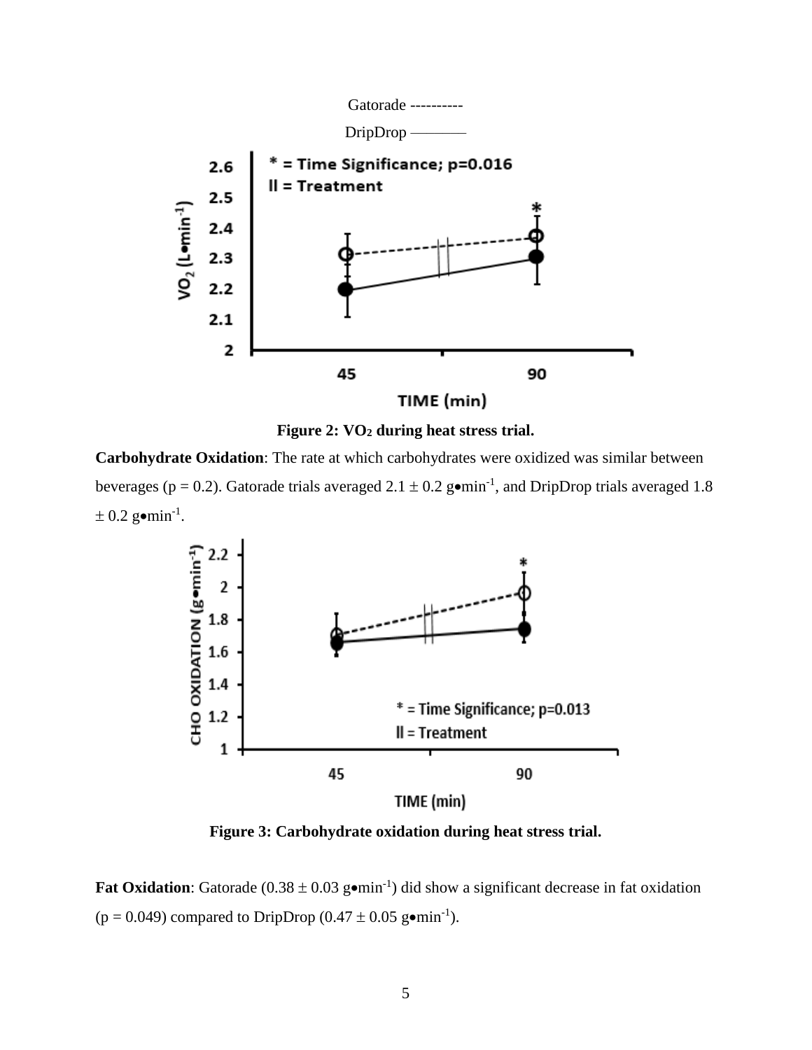Gatorade ----------

DripDrop ————

**Figure 2: $VO_2$ during heat stress trial.**

**Carbohydrate Oxidation**: The rate at which carbohydrates were oxidized was similar between beverages ($p = 0.2$). Gatorade trials averaged $2.1 \pm 0.2$ g•min$^{-1}$, and DripDrop trials averaged $1.8 \pm 0.2$ g•min$^{-1}$.

**Figure 3: Carbohydrate oxidation during heat stress trial.**

**Fat Oxidation**: Gatorade ($0.38 \pm 0.03$ g•min$^{-1}$) did show a significant decrease in fat oxidation ($p = 0.049$) compared to DripDrop ($0.47 \pm 0.05$ g•min$^{-1}$).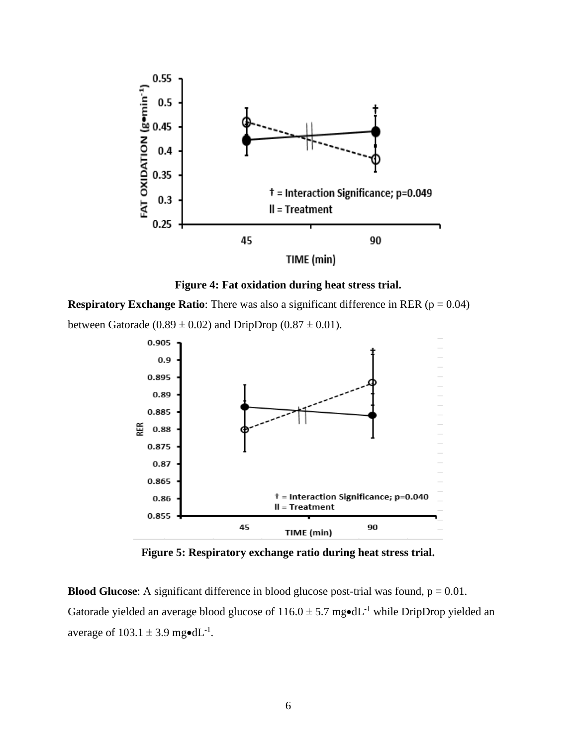**Figure 4: Fat oxidation during heat stress trial.**

**Respiratory Exchange Ratio**: There was also a significant difference in RER ($p = 0.04$) between Gatorade ($0.89 \pm 0.02$) and DripDrop ($0.87 \pm 0.01$).

**Figure 5: Respiratory exchange ratio during heat stress trial.**

**Blood Glucose**: A significant difference in blood glucose post-trial was found, $p = 0.01$. Gatorade yielded an average blood glucose of $116.0 \pm 5.7$ mg•dL$^{-1}$ while DripDrop yielded an average of $103.1 \pm 3.9$ mg•dL$^{-1}$.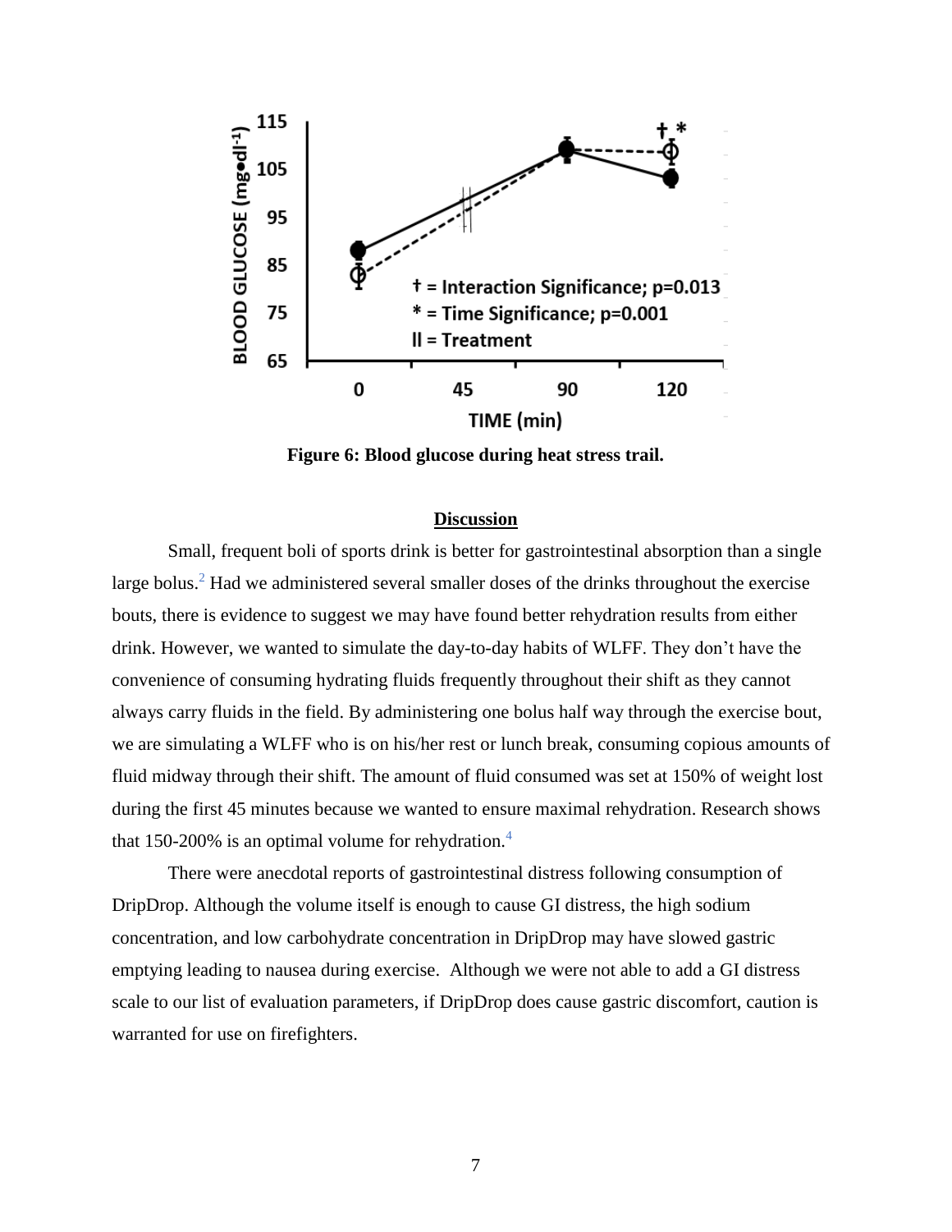Figure 6: Blood glucose during heat stress trail.

## Discussion

Small, frequent boli of sports drink is better for gastrointestinal absorption than a single large bolus.[2] Had we administered several smaller doses of the drinks throughout the exercise bouts, there is evidence to suggest we may have found better rehydration results from either drink. However, we wanted to simulate the day-to-day habits of WLFF. They don't have the convenience of consuming hydrating fluids frequently throughout their shift as they cannot always carry fluids in the field. By administering one bolus half way through the exercise bout, we are simulating a WLFF who is on his/her rest or lunch break, consuming copious amounts of fluid midway through their shift. The amount of fluid consumed was set at 150% of weight lost during the first 45 minutes because we wanted to ensure maximal rehydration. Research shows that 150-200% is an optimal volume for rehydration.[4]

There were anecdotal reports of gastrointestinal distress following consumption of DripDrop. Although the volume itself is enough to cause GI distress, the high sodium concentration, and low carbohydrate concentration in DripDrop may have slowed gastric emptying leading to nausea during exercise. Although we were not able to add a GI distress scale to our list of evaluation parameters, if DripDrop does cause gastric discomfort, caution is warranted for use on firefighters.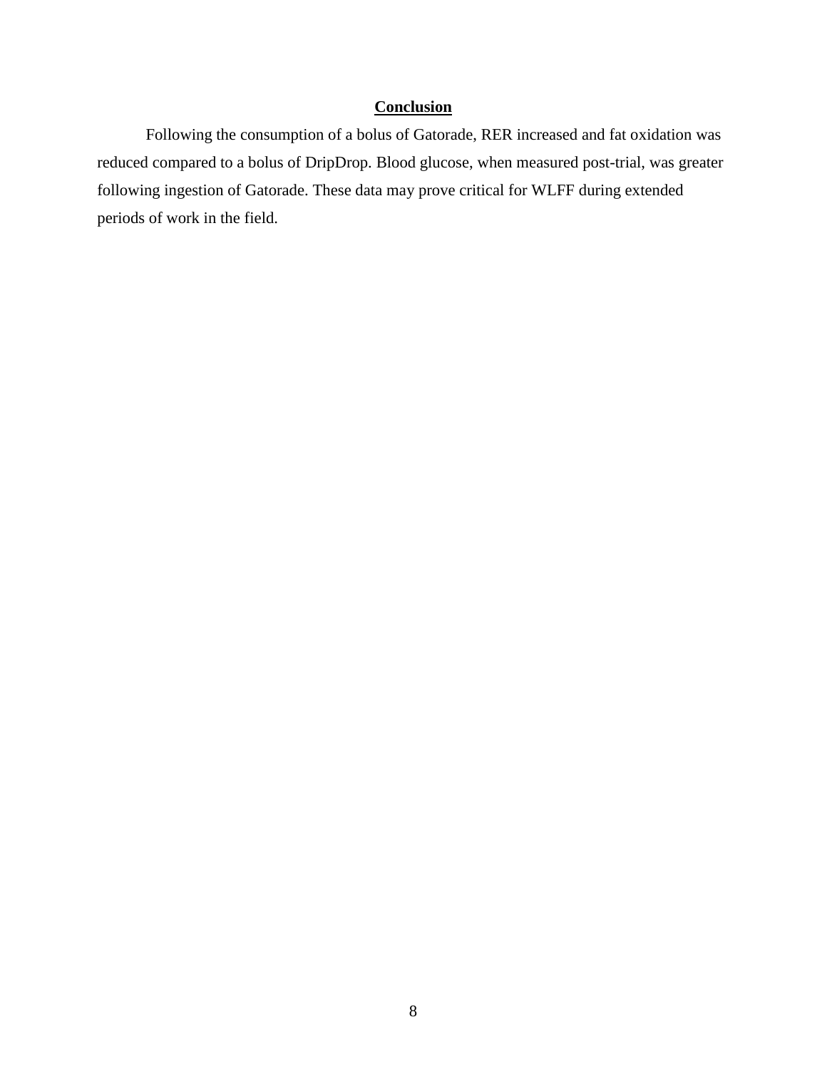## Conclusion

Following the consumption of a bolus of Gatorade, RER increased and fat oxidation was reduced compared to a bolus of DripDrop. Blood glucose, when measured post-trial, was greater following ingestion of Gatorade. These data may prove critical for WLFF during extended periods of work in the field.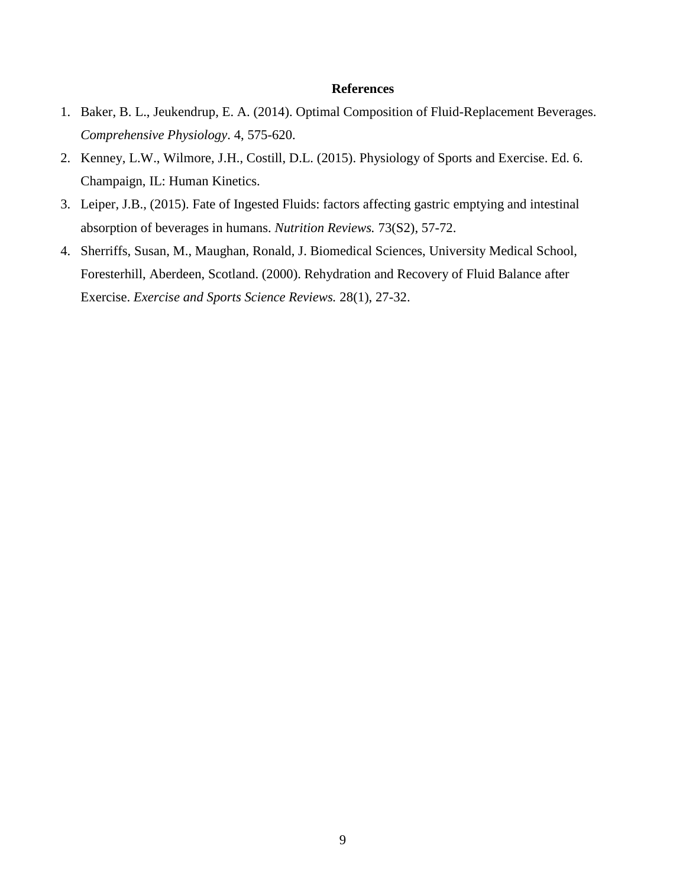**References**

1. Baker, B. L., Jeukendrup, E. A. (2014). Optimal Composition of Fluid-Replacement Beverages. *Comprehensive Physiology*. 4, 575-620.
2. Kenney, L.W., Wilmore, J.H., Costill, D.L. (2015). Physiology of Sports and Exercise. Ed. 6. Champaign, IL: Human Kinetics.
3. Leiper, J.B., (2015). Fate of Ingested Fluids: factors affecting gastric emptying and intestinal absorption of beverages in humans. *Nutrition Reviews.* 73(S2), 57-72.
4. Sherriffs, Susan, M., Maughan, Ronald, J. Biomedical Sciences, University Medical School, Foresterhill, Aberdeen, Scotland. (2000). Rehydration and Recovery of Fluid Balance after Exercise. *Exercise and Sports Science Reviews.* 28(1), 27-32.